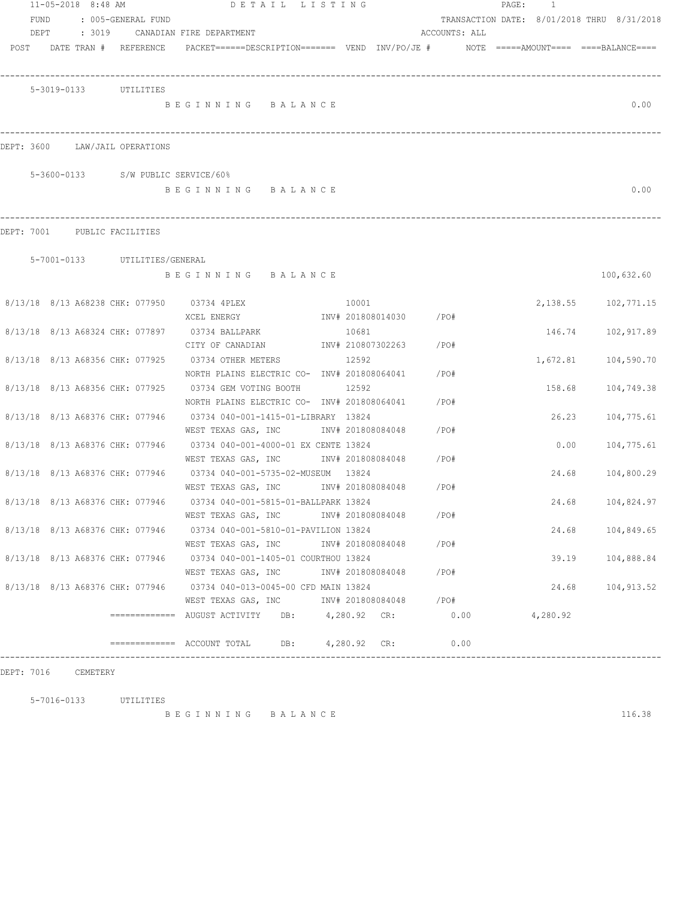11-05-2018 8:48 AM — DETAIL LISTING

FUND : 005-GENERAL FUND — TRANSACTION DATE: 8/01/2018 THRU 8/31/2018

DEPT : 3019 CANADIAN FIRE DEPARTMENT — ACCOUNTS: ALL

POST DATE TRAN # REFERENCE PACKET======DESCRIPTION======= VEND INV/PO/JE # NOTE =====AMOUNT==== ====BALANCE====

---

5-3019-0133 UTILITIES

BEGINNING BALANCE — 0.00

---

DEPT: 3600 LAW/JAIL OPERATIONS

5-3600-0133 S/W PUBLIC SERVICE/60%

BEGINNING BALANCE — 0.00

---

DEPT: 7001 PUBLIC FACILITIES

5-7001-0133 UTILITIES/GENERAL

BEGINNING BALANCE — 100,632.60

| POST | DATE | TRAN # | REFERENCE | PACKET / DESCRIPTION | VEND | INV/PO/JE # | AMOUNT | BALANCE |
|---|---|---|---|---|---|---|---|---|
| 8/13/18 | 8/13 | A68238 | CHK: 077950 | 03734 4PLEX<br>XCEL ENERGY | 10001 | INV# 201808014030 /PO# | 2,138.55 | 102,771.15 |
| 8/13/18 | 8/13 | A68324 | CHK: 077897 | 03734 BALLPARK<br>CITY OF CANADIAN | 10681 | INV# 210807302263 /PO# | 146.74 | 102,917.89 |
| 8/13/18 | 8/13 | A68356 | CHK: 077925 | 03734 OTHER METERS<br>NORTH PLAINS ELECTRIC CO- | 12592 | INV# 201808064041 /PO# | 1,672.81 | 104,590.70 |
| 8/13/18 | 8/13 | A68356 | CHK: 077925 | 03734 GEM VOTING BOOTH<br>NORTH PLAINS ELECTRIC CO- | 12592 | INV# 201808064041 /PO# | 158.68 | 104,749.38 |
| 8/13/18 | 8/13 | A68376 | CHK: 077946 | 03734 040-001-1415-01-LIBRARY<br>WEST TEXAS GAS, INC | 13824 | INV# 201808084048 /PO# | 26.23 | 104,775.61 |
| 8/13/18 | 8/13 | A68376 | CHK: 077946 | 03734 040-001-4000-01 EX CENTE<br>WEST TEXAS GAS, INC | 13824 | INV# 201808084048 /PO# | 0.00 | 104,775.61 |
| 8/13/18 | 8/13 | A68376 | CHK: 077946 | 03734 040-001-5735-02-MUSEUM<br>WEST TEXAS GAS, INC | 13824 | INV# 201808084048 /PO# | 24.68 | 104,800.29 |
| 8/13/18 | 8/13 | A68376 | CHK: 077946 | 03734 040-001-5815-01-BALLPARK<br>WEST TEXAS GAS, INC | 13824 | INV# 201808084048 /PO# | 24.68 | 104,824.97 |
| 8/13/18 | 8/13 | A68376 | CHK: 077946 | 03734 040-001-5810-01-PAVILION<br>WEST TEXAS GAS, INC | 13824 | INV# 201808084048 /PO# | 24.68 | 104,849.65 |
| 8/13/18 | 8/13 | A68376 | CHK: 077946 | 03734 040-001-1405-01 COURTHOU<br>WEST TEXAS GAS, INC | 13824 | INV# 201808084048 /PO# | 39.19 | 104,888.84 |
| 8/13/18 | 8/13 | A68376 | CHK: 077946 | 03734 040-013-0045-00 CFD MAIN<br>WEST TEXAS GAS, INC | 13824 | INV# 201808084048 /PO# | 24.68 | 104,913.52 |

============= AUGUST ACTIVITY DB: 4,280.92 CR: 0.00 — 4,280.92

============= ACCOUNT TOTAL DB: 4,280.92 CR: 0.00

---

DEPT: 7016 CEMETERY

5-7016-0133 UTILITIES

BEGINNING BALANCE — 116.38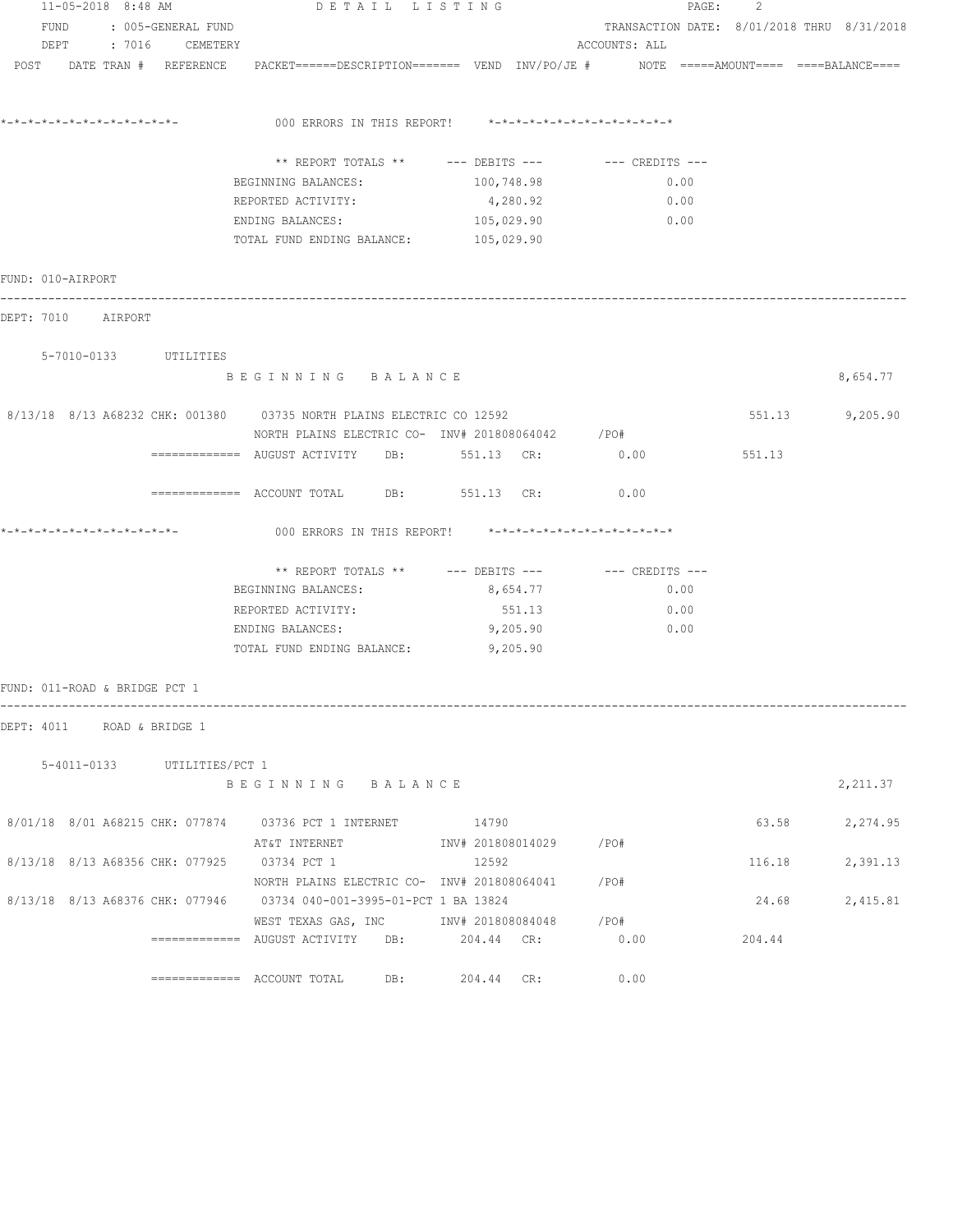11-05-2018 8:48 AM DETAIL LISTING

FUND : 005-GENERAL FUND — TRANSACTION DATE: 8/01/2018 THRU 8/31/2018
DEPT : 7016 CEMETERY — ACCOUNTS: ALL

POST DATE TRAN # REFERENCE PACKET======DESCRIPTION======= VEND INV/PO/JE # NOTE =====AMOUNT==== ====BALANCE====

```
*-*-*-*-*-*-*-*-*-*-*-*-*-*-        000 ERRORS IN THIS REPORT!     *-*-*-*-*-*-*-*-*-*-*-*-*-*-
```

| ** REPORT TOTALS ** | --- DEBITS --- | --- CREDITS --- |
|---|---|---|
| BEGINNING BALANCES: | 100,748.98 | 0.00 |
| REPORTED ACTIVITY: | 4,280.92 | 0.00 |
| ENDING BALANCES: | 105,029.90 | 0.00 |
| TOTAL FUND ENDING BALANCE: | 105,029.90 | |

FUND: 010-AIRPORT

DEPT: 7010 AIRPORT

5-7010-0133 UTILITIES

B E G I N N I N G   B A L A N C E — 8,654.77

| POST | DATE | TRAN # | REFERENCE | PACKET / DESCRIPTION | VEND | INV/PO/JE # | AMOUNT | BALANCE |
|---|---|---|---|---|---|---|---|---|
| 8/13/18 | 8/13 | A68232 | CHK: 001380 | 03735 NORTH PLAINS ELECTRIC CO | 12592 | | 551.13 | 9,205.90 |
| | | | | NORTH PLAINS ELECTRIC CO- | | INV# 201808064042 /PO# | | |

============= AUGUST ACTIVITY DB: 551.13 CR: 0.00 551.13

============= ACCOUNT TOTAL DB: 551.13 CR: 0.00

```
*-*-*-*-*-*-*-*-*-*-*-*-*-*-        000 ERRORS IN THIS REPORT!     *-*-*-*-*-*-*-*-*-*-*-*-*-*-
```

| ** REPORT TOTALS ** | --- DEBITS --- | --- CREDITS --- |
|---|---|---|
| BEGINNING BALANCES: | 8,654.77 | 0.00 |
| REPORTED ACTIVITY: | 551.13 | 0.00 |
| ENDING BALANCES: | 9,205.90 | 0.00 |
| TOTAL FUND ENDING BALANCE: | 9,205.90 | |

FUND: 011-ROAD & BRIDGE PCT 1

DEPT: 4011 ROAD & BRIDGE 1

5-4011-0133 UTILITIES/PCT 1

B E G I N N I N G   B A L A N C E — 2,211.37

| POST | DATE | TRAN # | REFERENCE | PACKET / DESCRIPTION | VEND | INV/PO/JE # | AMOUNT | BALANCE |
|---|---|---|---|---|---|---|---|---|
| 8/01/18 | 8/01 | A68215 | CHK: 077874 | 03736 PCT 1 INTERNET | 14790 | | 63.58 | 2,274.95 |
| | | | | AT&T INTERNET | | INV# 201808014029 /PO# | | |
| 8/13/18 | 8/13 | A68356 | CHK: 077925 | 03734 PCT 1 | 12592 | | 116.18 | 2,391.13 |
| | | | | NORTH PLAINS ELECTRIC CO- | | INV# 201808064041 /PO# | | |
| 8/13/18 | 8/13 | A68376 | CHK: 077946 | 03734 040-001-3995-01-PCT 1 BA | 13824 | | 24.68 | 2,415.81 |
| | | | | WEST TEXAS GAS, INC | | INV# 201808084048 /PO# | | |

============= AUGUST ACTIVITY DB: 204.44 CR: 0.00 204.44

============= ACCOUNT TOTAL DB: 204.44 CR: 0.00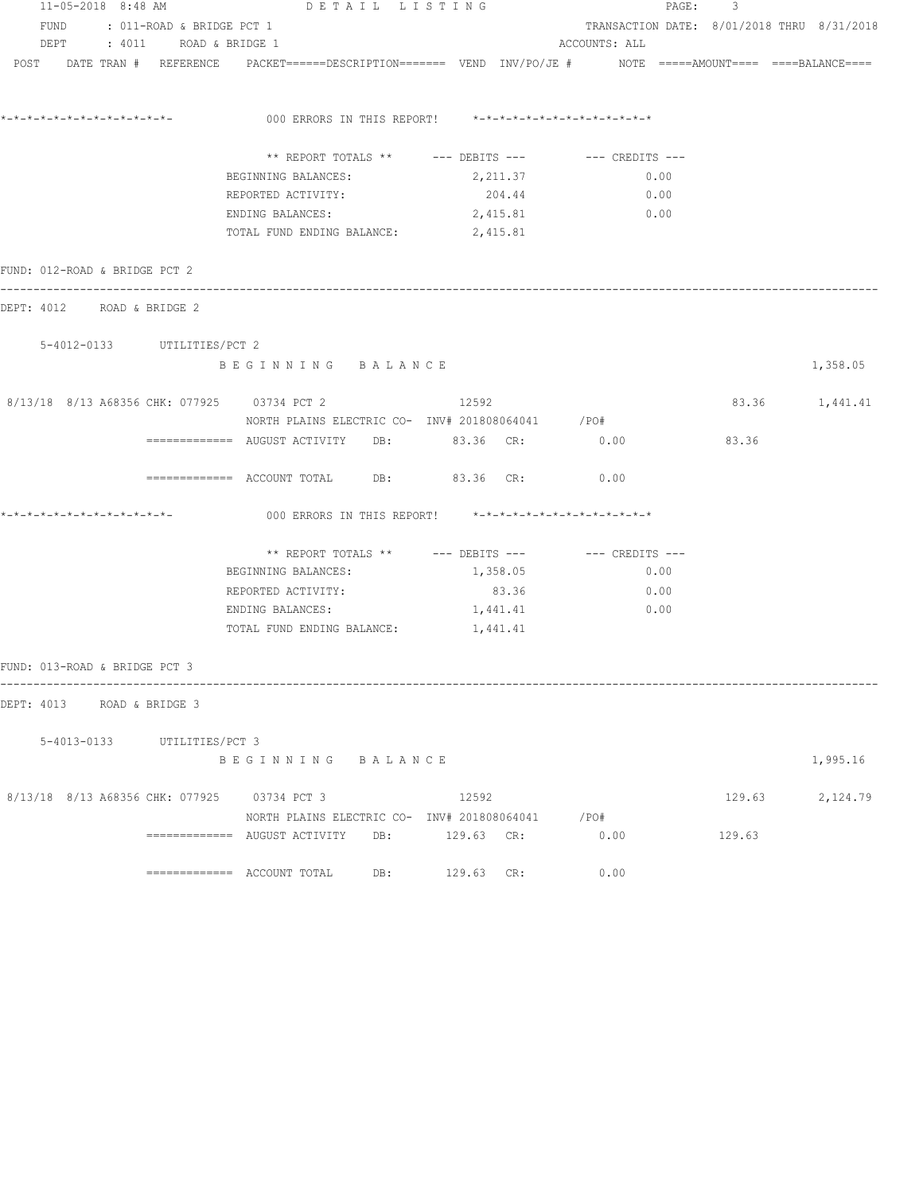FUND : 011-ROAD & BRIDGE PCT 1 TRANSACTION DATE: 8/01/2018 THRU 8/31/2018
DEPT : 4011 ROAD & BRIDGE 1 ACCOUNTS: ALL

POST DATE TRAN # REFERENCE PACKET======DESCRIPTION======= VEND INV/PO/JE # NOTE =====AMOUNT==== ====BALANCE====

*-*-*-*-*-*-*-*-*-*-*-*-*-*- 000 ERRORS IN THIS REPORT! *-*-*-*-*-*-*-*-*-*-*-*-*-*

| ** REPORT TOTALS ** | --- DEBITS --- | --- CREDITS --- |
|---|---|---|
| BEGINNING BALANCES: | 2,211.37 | 0.00 |
| REPORTED ACTIVITY: | 204.44 | 0.00 |
| ENDING BALANCES: | 2,415.81 | 0.00 |
| TOTAL FUND ENDING BALANCE: | 2,415.81 | |

FUND: 012-ROAD & BRIDGE PCT 2

DEPT: 4012 ROAD & BRIDGE 2

5-4012-0133 UTILITIES/PCT 2

B E G I N N I N G B A L A N C E 1,358.05

8/13/18 8/13 A68356 CHK: 077925 03734 PCT 2 12592 83.36 1,441.41
NORTH PLAINS ELECTRIC CO- INV# 201808064041 /PO#

============= AUGUST ACTIVITY DB: 83.36 CR: 0.00 83.36

============= ACCOUNT TOTAL DB: 83.36 CR: 0.00

*-*-*-*-*-*-*-*-*-*-*-*-*-*- 000 ERRORS IN THIS REPORT! *-*-*-*-*-*-*-*-*-*-*-*-*-*

| ** REPORT TOTALS ** | --- DEBITS --- | --- CREDITS --- |
|---|---|---|
| BEGINNING BALANCES: | 1,358.05 | 0.00 |
| REPORTED ACTIVITY: | 83.36 | 0.00 |
| ENDING BALANCES: | 1,441.41 | 0.00 |
| TOTAL FUND ENDING BALANCE: | 1,441.41 | |

FUND: 013-ROAD & BRIDGE PCT 3

DEPT: 4013 ROAD & BRIDGE 3

5-4013-0133 UTILITIES/PCT 3

B E G I N N I N G B A L A N C E 1,995.16

8/13/18 8/13 A68356 CHK: 077925 03734 PCT 3 12592 129.63 2,124.79
NORTH PLAINS ELECTRIC CO- INV# 201808064041 /PO#

============= AUGUST ACTIVITY DB: 129.63 CR: 0.00 129.63

============= ACCOUNT TOTAL DB: 129.63 CR: 0.00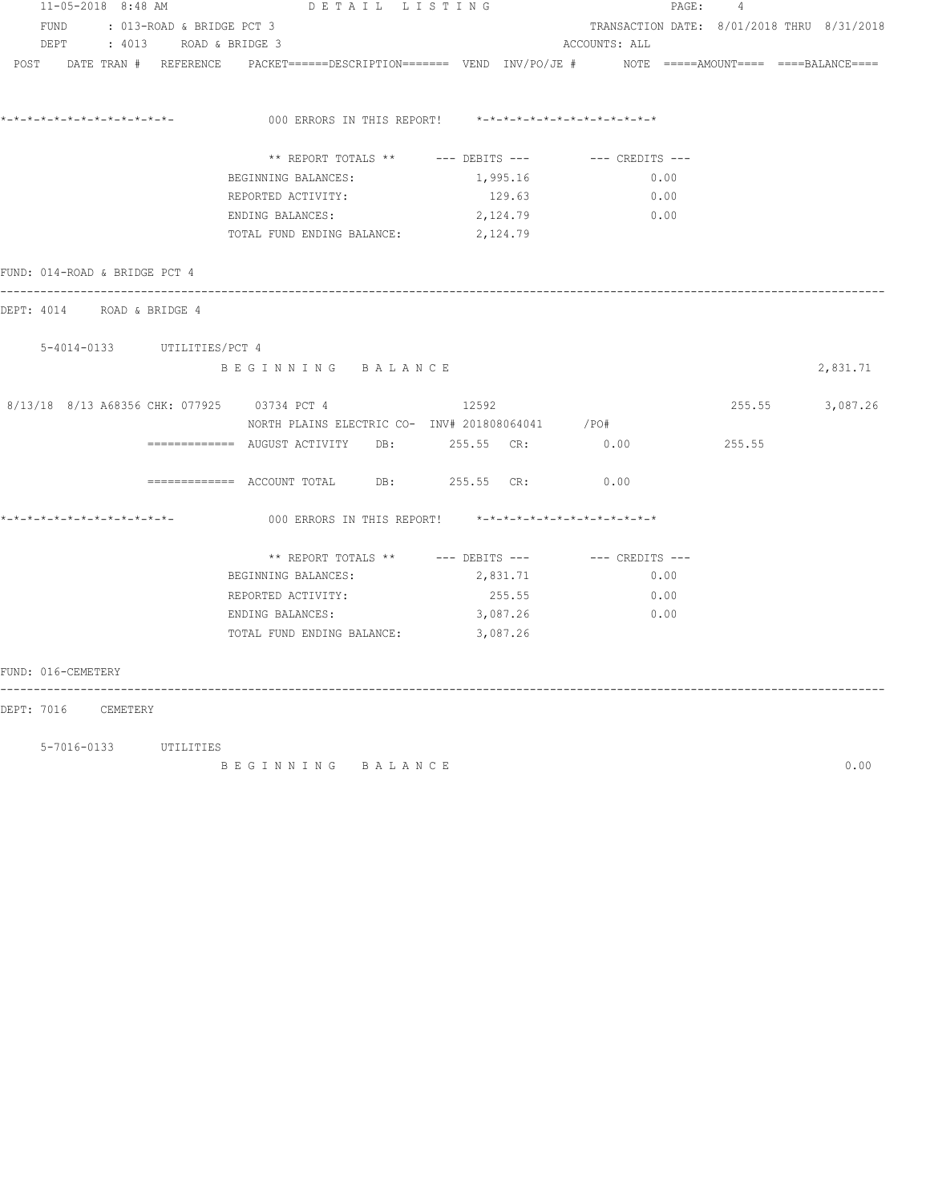11-05-2018 8:48 AM DETAIL LISTING

FUND : 013-ROAD & BRIDGE PCT 3 TRANSACTION DATE: 8/01/2018 THRU 8/31/2018

DEPT : 4013 ROAD & BRIDGE 3 ACCOUNTS: ALL

POST DATE TRAN # REFERENCE PACKET======DESCRIPTION======= VEND INV/PO/JE # NOTE =====AMOUNT==== ====BALANCE====

*-*-*-*-*-*-*-*-*-*-*-*-*- 000 ERRORS IN THIS REPORT! *-*-*-*-*-*-*-*-*-*-*-*-*-*

| ** REPORT TOTALS ** | --- DEBITS --- | --- CREDITS --- |
|---|---|---|
| BEGINNING BALANCES: | 1,995.16 | 0.00 |
| REPORTED ACTIVITY: | 129.63 | 0.00 |
| ENDING BALANCES: | 2,124.79 | 0.00 |
| TOTAL FUND ENDING BALANCE: | 2,124.79 | |

FUND: 014-ROAD & BRIDGE PCT 4

DEPT: 4014 ROAD & BRIDGE 4

5-4014-0133 UTILITIES/PCT 4

BEGINNING BALANCE 2,831.71

8/13/18 8/13 A68356 CHK: 077925 03734 PCT 4 12592 255.55 3,087.26
NORTH PLAINS ELECTRIC CO- INV# 201808064041 /PO#

============= AUGUST ACTIVITY DB: 255.55 CR: 0.00 255.55

============= ACCOUNT TOTAL DB: 255.55 CR: 0.00

*-*-*-*-*-*-*-*-*-*-*-*-*- 000 ERRORS IN THIS REPORT! *-*-*-*-*-*-*-*-*-*-*-*-*-*

| ** REPORT TOTALS ** | --- DEBITS --- | --- CREDITS --- |
|---|---|---|
| BEGINNING BALANCES: | 2,831.71 | 0.00 |
| REPORTED ACTIVITY: | 255.55 | 0.00 |
| ENDING BALANCES: | 3,087.26 | 0.00 |
| TOTAL FUND ENDING BALANCE: | 3,087.26 | |

FUND: 016-CEMETERY

DEPT: 7016 CEMETERY

5-7016-0133 UTILITIES

BEGINNING BALANCE 0.00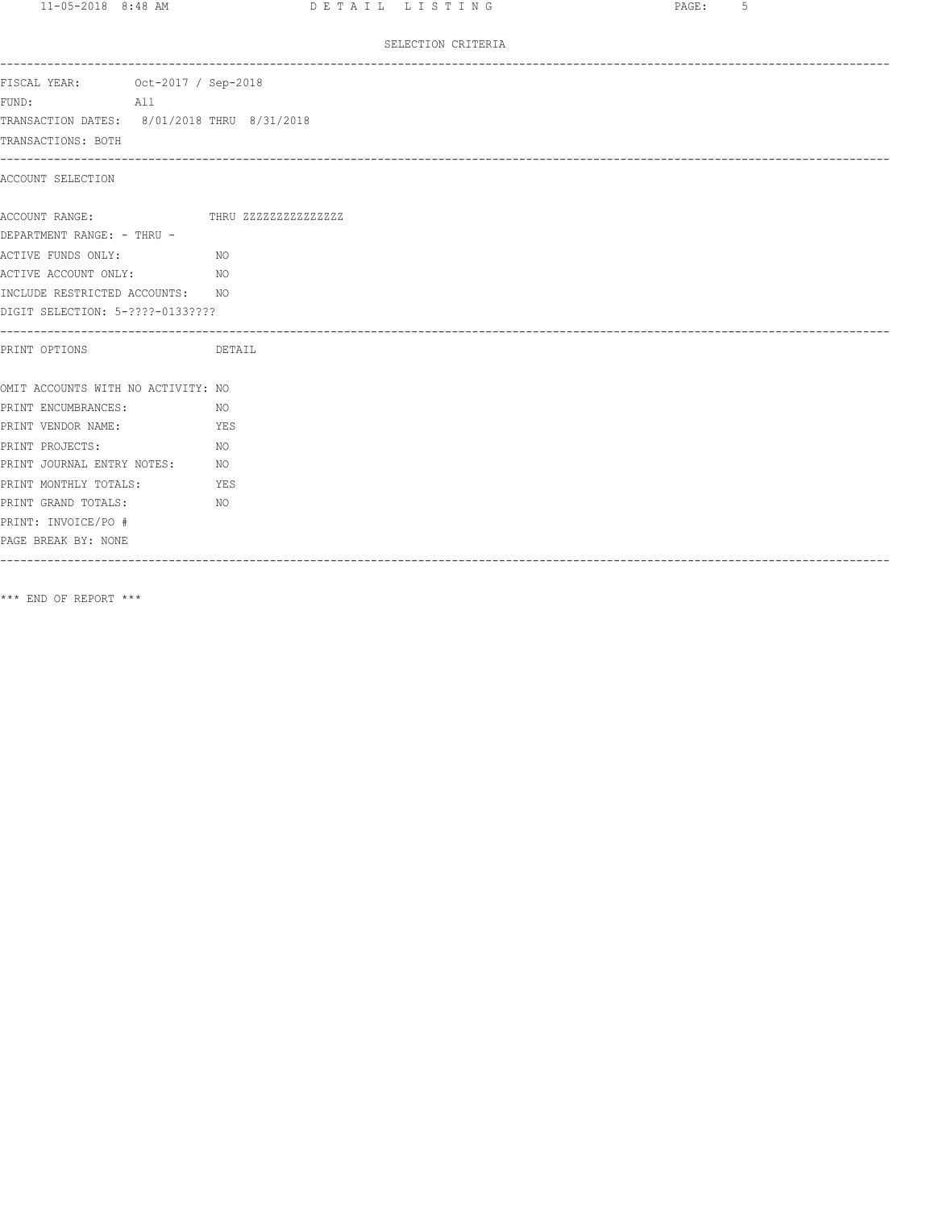SELECTION CRITERIA

---

FISCAL YEAR: Oct-2017 / Sep-2018

FUND: All

TRANSACTION DATES: 8/01/2018 THRU 8/31/2018

TRANSACTIONS: BOTH

---

ACCOUNT SELECTION

ACCOUNT RANGE: THRU ZZZZZZZZZZZZZZZ

DEPARTMENT RANGE: - THRU -

ACTIVE FUNDS ONLY: NO

ACTIVE ACCOUNT ONLY: NO

INCLUDE RESTRICTED ACCOUNTS: NO

DIGIT SELECTION: 5-????-0133????

---

PRINT OPTIONS DETAIL

OMIT ACCOUNTS WITH NO ACTIVITY: NO

PRINT ENCUMBRANCES: NO

PRINT VENDOR NAME: YES

PRINT PROJECTS: NO

PRINT JOURNAL ENTRY NOTES: NO

PRINT MONTHLY TOTALS: YES

PRINT GRAND TOTALS: NO

PRINT: INVOICE/PO #

PAGE BREAK BY: NONE

---

*** END OF REPORT ***